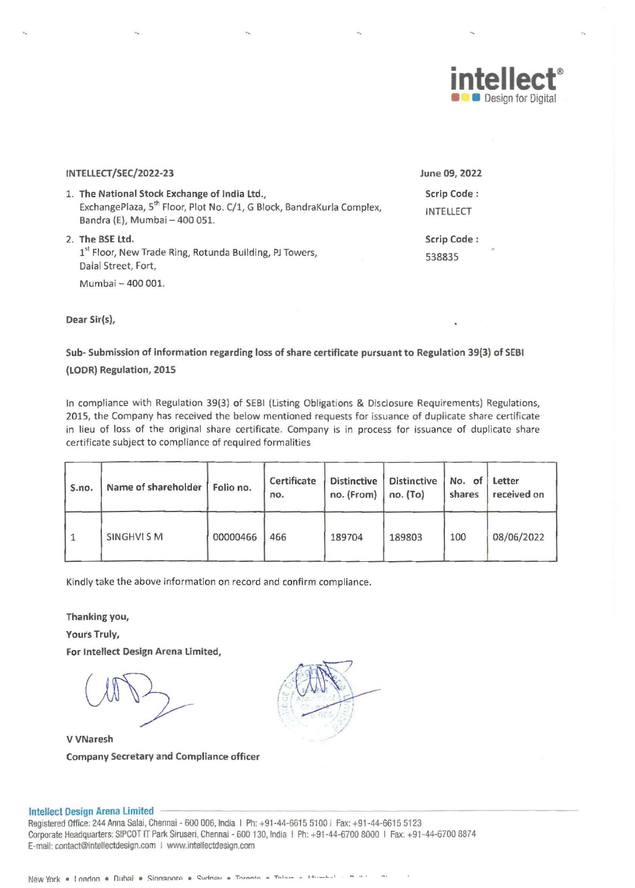intellect® Design for Digital

INTELLECT/SEC/2022-23

June 09, 2022

1. **The National Stock Exchange of India Ltd.,**
   ExchangePlaza, 5th Floor, Plot No. C/1, G Block, BandraKurla Complex, Bandra (E), Mumbai – 400 051.

   Scrip Code : INTELLECT

2. **The BSE Ltd.**
   1st Floor, New Trade Ring, Rotunda Building, PJ Towers, Dalal Street, Fort,
   Mumbai – 400 001.

   Scrip Code : 538835

**Dear Sir(s),**

**Sub- Submission of information regarding loss of share certificate pursuant to Regulation 39(3) of SEBI (LODR) Regulation, 2015**

In compliance with Regulation 39(3) of SEBI (Listing Obligations & Disclosure Requirements) Regulations, 2015, the Company has received the below mentioned requests for issuance of duplicate share certificate in lieu of loss of the original share certificate. Company is in process for issuance of duplicate share certificate subject to compliance of required formalities

| S.no. | Name of shareholder | Folio no. | Certificate no. | Distinctive no. (From) | Distinctive no. (To) | No. of shares | Letter received on |
|---|---|---|---|---|---|---|---|
| 1 | SINGHVI S M | 00000466 | 466 | 189704 | 189803 | 100 | 08/06/2022 |

Kindly take the above information on record and confirm compliance.

**Thanking you,**
**Yours Truly,**
**For Intellect Design Arena Limited,**

**V VNaresh**
**Company Secretary and Compliance officer**

**Intellect Design Arena Limited**
Registered Office: 244 Anna Salai, Chennai - 600 006, India | Ph: +91-44-6615 5100 | Fax: +91-44-6615 5123
Corporate Headquarters: SIPCOT IT Park Siruseri, Chennai - 600 130, India | Ph: +91-44-6700 8000 | Fax: +91-44-6700 8874
E-mail: contact@intellectdesign.com | www.intellectdesign.com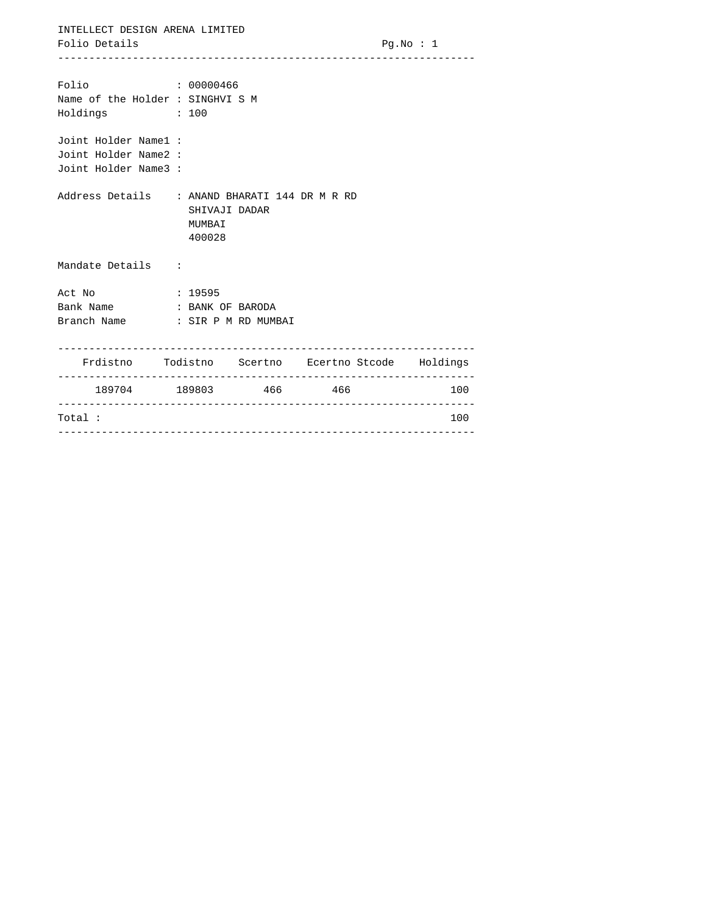INTELLECT DESIGN ARENA LIMITED

Folio Details

Folio : 00000466
Name of the Holder : SINGHVI S M
Holdings : 100

Joint Holder Name1 :
Joint Holder Name2 :
Joint Holder Name3 :

Address Details : ANAND BHARATI 144 DR M R RD
SHIVAJI DADAR
MUMBAI
400028

Mandate Details :

Act No : 19595
Bank Name : BANK OF BARODA
Branch Name : SIR P M RD MUMBAI

| Frdistno | Todistno | Scertno | Ecertno | Stcode | Holdings |
|---|---|---|---|---|---|
| 189704 | 189803 | 466 | 466 | | 100 |
| Total : | | | | | 100 |